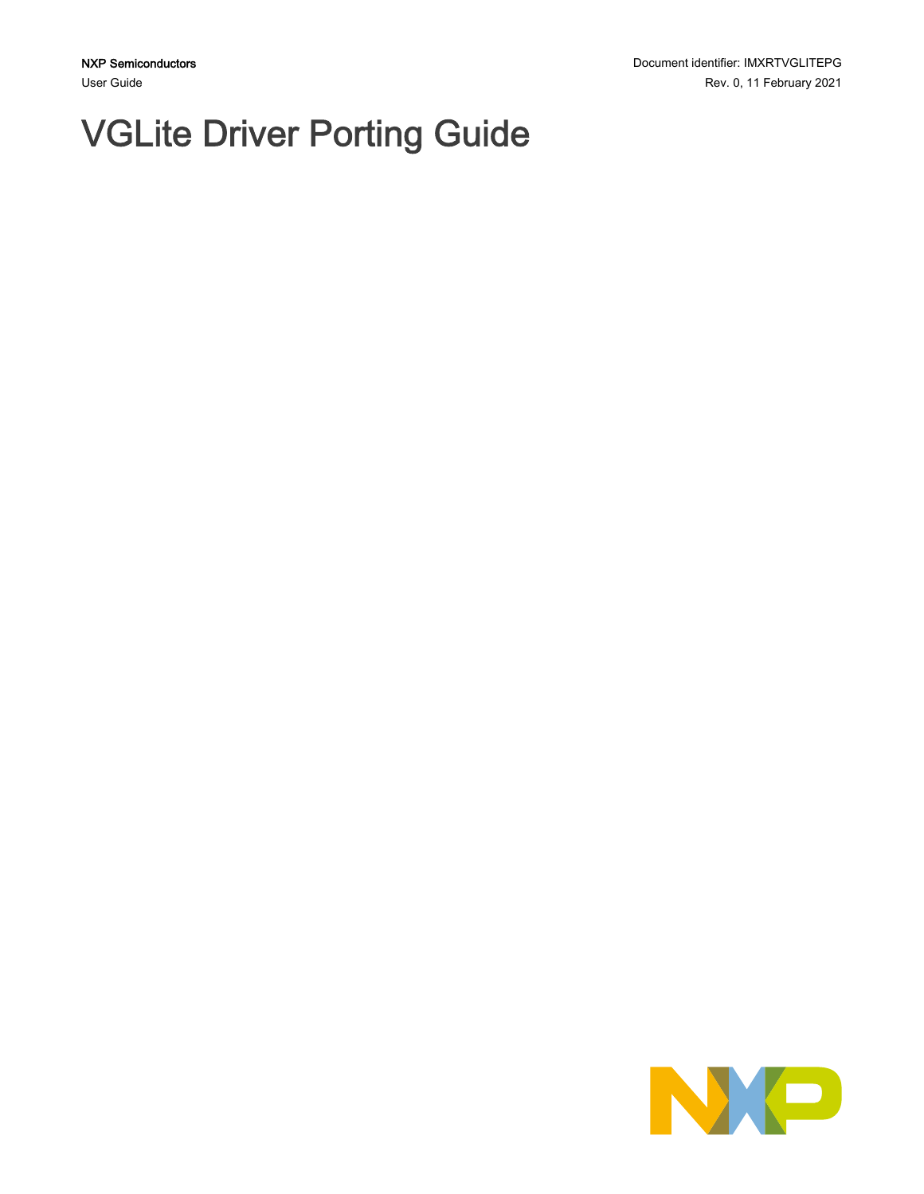NXP Semiconductors

User Guide

Document identifier: IMXRTVGLITEPG

Rev. 0, 11 February 2021

# VGLite Driver Porting Guide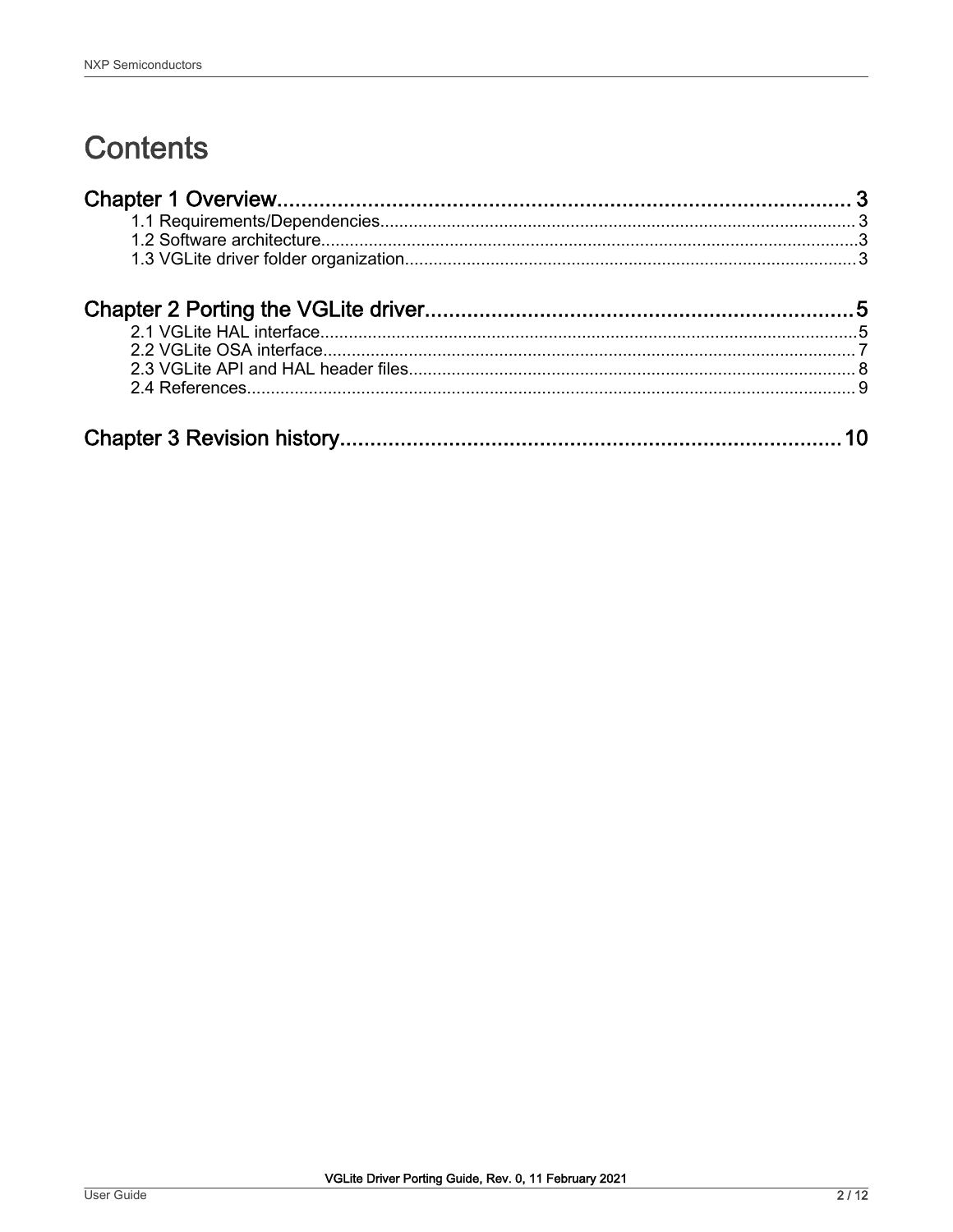# Contents

**Chapter 1 Overview** ........ 3

- 1.1 Requirements/Dependencies ........ 3
- 1.2 Software architecture ........ 3
- 1.3 VGLite driver folder organization ........ 3

**Chapter 2 Porting the VGLite driver** ........ 5

- 2.1 VGLite HAL interface ........ 5
- 2.2 VGLite OSA interface ........ 7
- 2.3 VGLite API and HAL header files ........ 8
- 2.4 References ........ 9

**Chapter 3 Revision history** ........ 10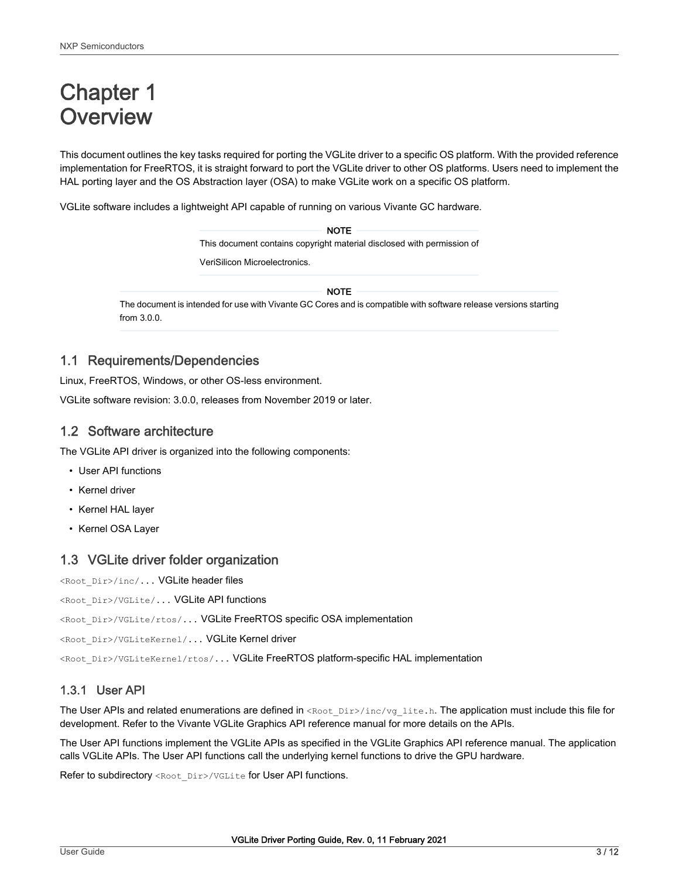# Chapter 1 Overview

This document outlines the key tasks required for porting the VGLite driver to a specific OS platform. With the provided reference implementation for FreeRTOS, it is straight forward to port the VGLite driver to other OS platforms. Users need to implement the HAL porting layer and the OS Abstraction layer (OSA) to make VGLite work on a specific OS platform.

VGLite software includes a lightweight API capable of running on various Vivante GC hardware.

> **NOTE**
>
> This document contains copyright material disclosed with permission of
>
> VeriSilicon Microelectronics.

> **NOTE**
>
> The document is intended for use with Vivante GC Cores and is compatible with software release versions starting from 3.0.0.

## 1.1 Requirements/Dependencies

Linux, FreeRTOS, Windows, or other OS-less environment.

VGLite software revision: 3.0.0, releases from November 2019 or later.

## 1.2 Software architecture

The VGLite API driver is organized into the following components:

- User API functions
- Kernel driver
- Kernel HAL layer
- Kernel OSA Layer

## 1.3 VGLite driver folder organization

`<Root_Dir>/inc/...` VGLite header files

`<Root_Dir>/VGLite/...` VGLite API functions

`<Root_Dir>/VGLite/rtos/...` VGLite FreeRTOS specific OSA implementation

`<Root_Dir>/VGLiteKernel/...` VGLite Kernel driver

`<Root_Dir>/VGLiteKernel/rtos/...` VGLite FreeRTOS platform-specific HAL implementation

### 1.3.1 User API

The User APIs and related enumerations are defined in `<Root_Dir>/inc/vg_lite.h`. The application must include this file for development. Refer to the Vivante VGLite Graphics API reference manual for more details on the APIs.

The User API functions implement the VGLite APIs as specified in the VGLite Graphics API reference manual. The application calls VGLite APIs. The User API functions call the underlying kernel functions to drive the GPU hardware.

Refer to subdirectory `<Root_Dir>/VGLite` for User API functions.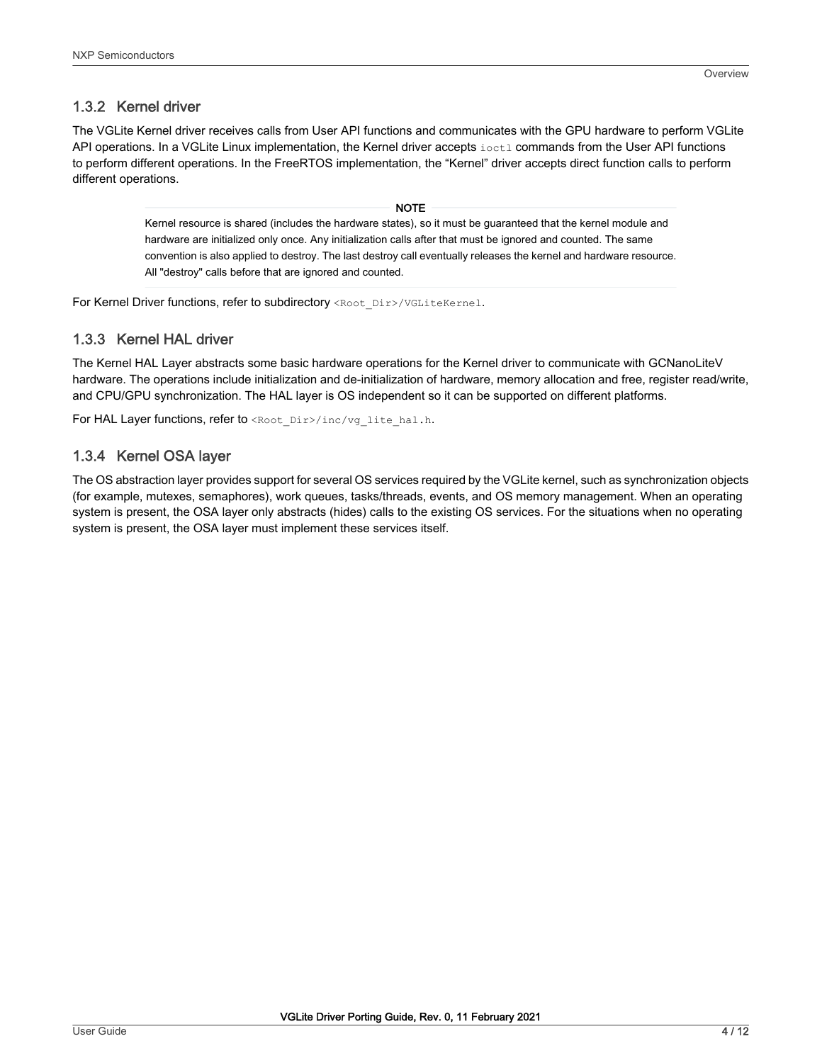### 1.3.2 Kernel driver

The VGLite Kernel driver receives calls from User API functions and communicates with the GPU hardware to perform VGLite API operations. In a VGLite Linux implementation, the Kernel driver accepts `ioctl` commands from the User API functions to perform different operations. In the FreeRTOS implementation, the "Kernel" driver accepts direct function calls to perform different operations.

> **NOTE**
>
> Kernel resource is shared (includes the hardware states), so it must be guaranteed that the kernel module and hardware are initialized only once. Any initialization calls after that must be ignored and counted. The same convention is also applied to destroy. The last destroy call eventually releases the kernel and hardware resource. All "destroy" calls before that are ignored and counted.

For Kernel Driver functions, refer to subdirectory `<Root_Dir>/VGLiteKernel`.

### 1.3.3 Kernel HAL driver

The Kernel HAL Layer abstracts some basic hardware operations for the Kernel driver to communicate with GCNanoLiteV hardware. The operations include initialization and de-initialization of hardware, memory allocation and free, register read/write, and CPU/GPU synchronization. The HAL layer is OS independent so it can be supported on different platforms.

For HAL Layer functions, refer to `<Root_Dir>/inc/vg_lite_hal.h`.

### 1.3.4 Kernel OSA layer

The OS abstraction layer provides support for several OS services required by the VGLite kernel, such as synchronization objects (for example, mutexes, semaphores), work queues, tasks/threads, events, and OS memory management. When an operating system is present, the OSA layer only abstracts (hides) calls to the existing OS services. For the situations when no operating system is present, the OSA layer must implement these services itself.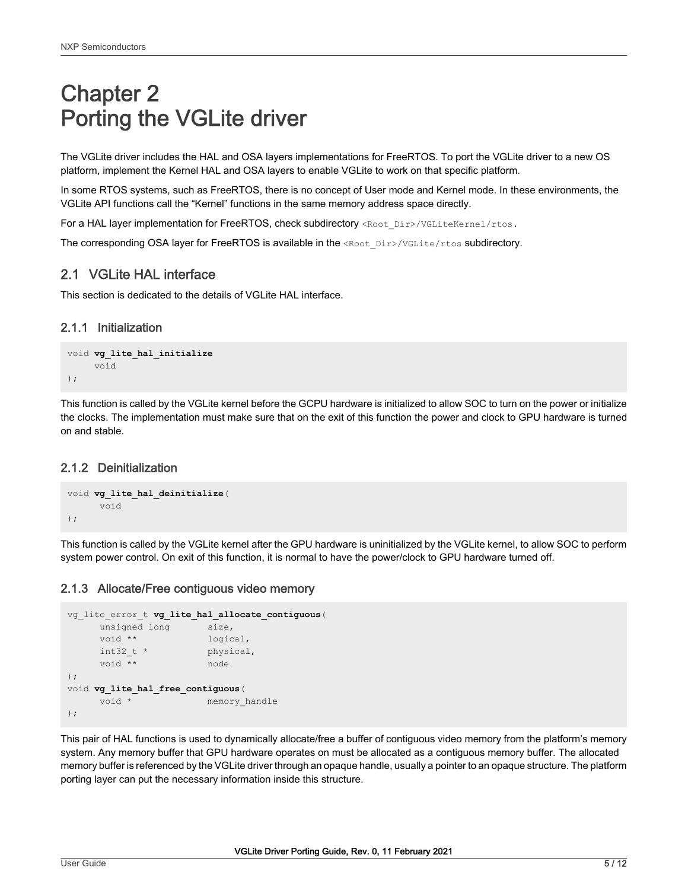# Chapter 2
# Porting the VGLite driver

The VGLite driver includes the HAL and OSA layers implementations for FreeRTOS. To port the VGLite driver to a new OS platform, implement the Kernel HAL and OSA layers to enable VGLite to work on that specific platform.

In some RTOS systems, such as FreeRTOS, there is no concept of User mode and Kernel mode. In these environments, the VGLite API functions call the "Kernel" functions in the same memory address space directly.

For a HAL layer implementation for FreeRTOS, check subdirectory `<Root_Dir>/VGLiteKernel/rtos.`

The corresponding OSA layer for FreeRTOS is available in the `<Root_Dir>/VGLite/rtos` subdirectory.

## 2.1 VGLite HAL interface

This section is dedicated to the details of VGLite HAL interface.

### 2.1.1 Initialization

```
void vg_lite_hal_initialize
     void
);
```

This function is called by the VGLite kernel before the GCPU hardware is initialized to allow SOC to turn on the power or initialize the clocks. The implementation must make sure that on the exit of this function the power and clock to GPU hardware is turned on and stable.

### 2.1.2 Deinitialization

```
void vg_lite_hal_deinitialize(
      void
);
```

This function is called by the VGLite kernel after the GPU hardware is uninitialized by the VGLite kernel, to allow SOC to perform system power control. On exit of this function, it is normal to have the power/clock to GPU hardware turned off.

### 2.1.3 Allocate/Free contiguous video memory

```
vg_lite_error_t vg_lite_hal_allocate_contiguous(
      unsigned long       size,
      void **             logical,
      int32_t *           physical,
      void **             node
);
void vg_lite_hal_free_contiguous(
      void *              memory_handle
);
```

This pair of HAL functions is used to dynamically allocate/free a buffer of contiguous video memory from the platform's memory system. Any memory buffer that GPU hardware operates on must be allocated as a contiguous memory buffer. The allocated memory buffer is referenced by the VGLite driver through an opaque handle, usually a pointer to an opaque structure. The platform porting layer can put the necessary information inside this structure.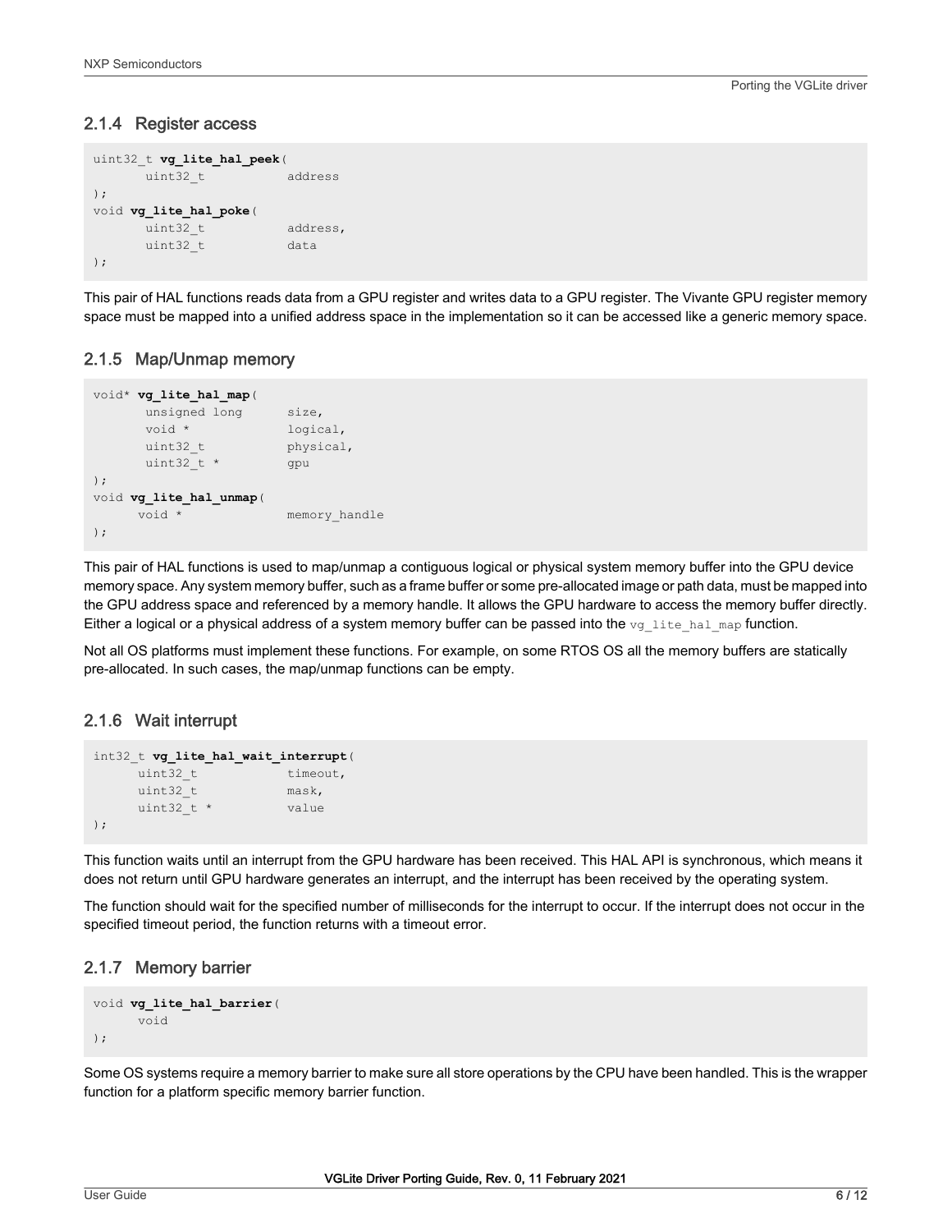### 2.1.4 Register access

```
uint32_t vg_lite_hal_peek(
       uint32_t           address
);
void vg_lite_hal_poke(
       uint32_t           address,
       uint32_t           data
);
```

This pair of HAL functions reads data from a GPU register and writes data to a GPU register. The Vivante GPU register memory space must be mapped into a unified address space in the implementation so it can be accessed like a generic memory space.

### 2.1.5 Map/Unmap memory

```
void* vg_lite_hal_map(
       unsigned long      size,
       void *             logical,
       uint32_t           physical,
       uint32_t *         gpu
);
void vg_lite_hal_unmap(
      void *              memory_handle
);
```

This pair of HAL functions is used to map/unmap a contiguous logical or physical system memory buffer into the GPU device memory space. Any system memory buffer, such as a frame buffer or some pre-allocated image or path data, must be mapped into the GPU address space and referenced by a memory handle. It allows the GPU hardware to access the memory buffer directly. Either a logical or a physical address of a system memory buffer can be passed into the `vg_lite_hal_map` function.

Not all OS platforms must implement these functions. For example, on some RTOS OS all the memory buffers are statically pre-allocated. In such cases, the map/unmap functions can be empty.

### 2.1.6 Wait interrupt

```
int32_t vg_lite_hal_wait_interrupt(
      uint32_t            timeout,
      uint32_t            mask,
      uint32_t *          value
);
```

This function waits until an interrupt from the GPU hardware has been received. This HAL API is synchronous, which means it does not return until GPU hardware generates an interrupt, and the interrupt has been received by the operating system.

The function should wait for the specified number of milliseconds for the interrupt to occur. If the interrupt does not occur in the specified timeout period, the function returns with a timeout error.

### 2.1.7 Memory barrier

```
void vg_lite_hal_barrier(
      void
);
```

Some OS systems require a memory barrier to make sure all store operations by the CPU have been handled. This is the wrapper function for a platform specific memory barrier function.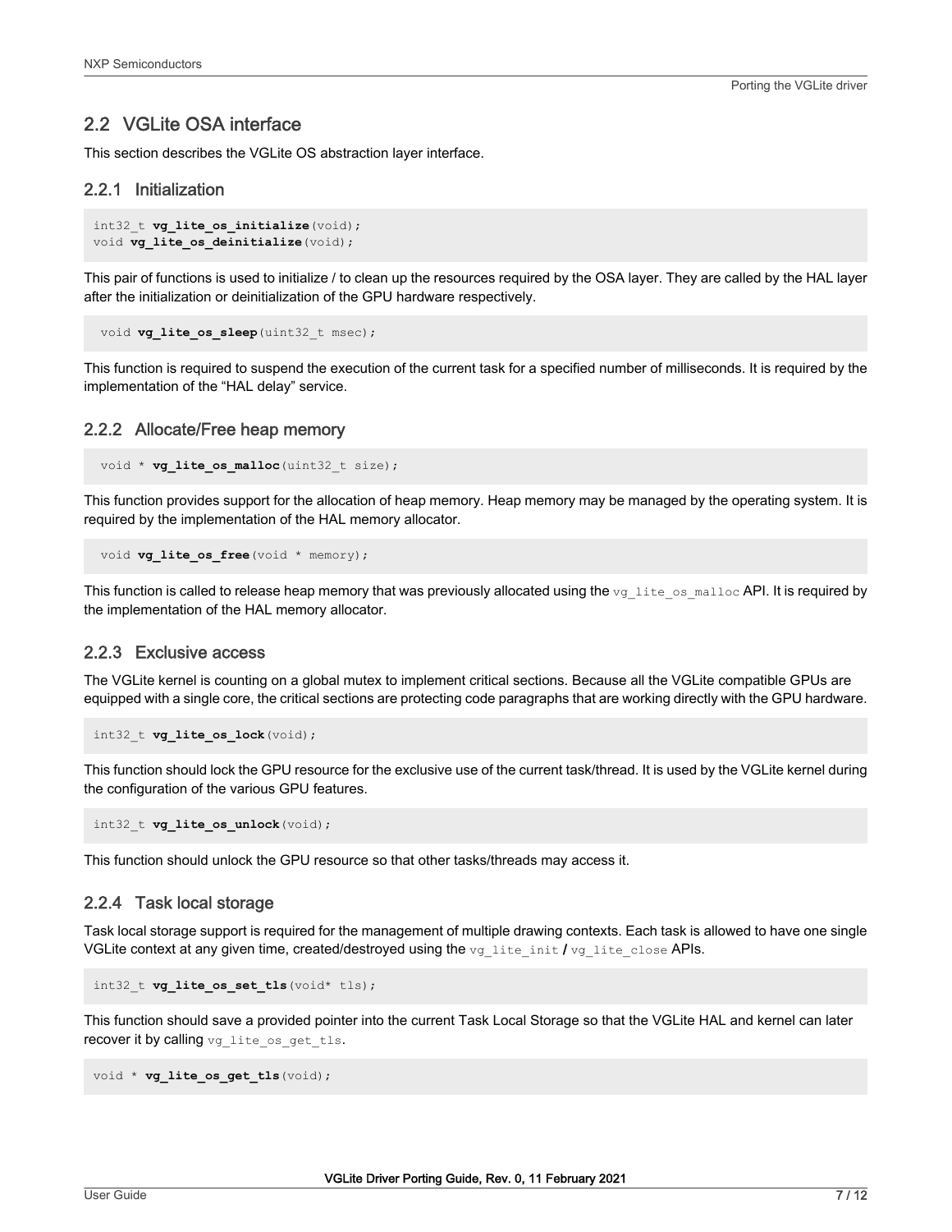## 2.2 VGLite OSA interface

This section describes the VGLite OS abstraction layer interface.

### 2.2.1 Initialization

```
int32_t vg_lite_os_initialize(void);
void vg_lite_os_deinitialize(void);
```

This pair of functions is used to initialize / to clean up the resources required by the OSA layer. They are called by the HAL layer after the initialization or deinitialization of the GPU hardware respectively.

```
void vg_lite_os_sleep(uint32_t msec);
```

This function is required to suspend the execution of the current task for a specified number of milliseconds. It is required by the implementation of the “HAL delay” service.

### 2.2.2 Allocate/Free heap memory

```
void * vg_lite_os_malloc(uint32_t size);
```

This function provides support for the allocation of heap memory. Heap memory may be managed by the operating system. It is required by the implementation of the HAL memory allocator.

```
void vg_lite_os_free(void * memory);
```

This function is called to release heap memory that was previously allocated using the `vg_lite_os_malloc` API. It is required by the implementation of the HAL memory allocator.

### 2.2.3 Exclusive access

The VGLite kernel is counting on a global mutex to implement critical sections. Because all the VGLite compatible GPUs are equipped with a single core, the critical sections are protecting code paragraphs that are working directly with the GPU hardware.

```
int32_t vg_lite_os_lock(void);
```

This function should lock the GPU resource for the exclusive use of the current task/thread. It is used by the VGLite kernel during the configuration of the various GPU features.

```
int32_t vg_lite_os_unlock(void);
```

This function should unlock the GPU resource so that other tasks/threads may access it.

### 2.2.4 Task local storage

Task local storage support is required for the management of multiple drawing contexts. Each task is allowed to have one single VGLite context at any given time, created/destroyed using the `vg_lite_init` / `vg_lite_close` APIs.

```
int32_t vg_lite_os_set_tls(void* tls);
```

This function should save a provided pointer into the current Task Local Storage so that the VGLite HAL and kernel can later recover it by calling `vg_lite_os_get_tls`.

```
void * vg_lite_os_get_tls(void);
```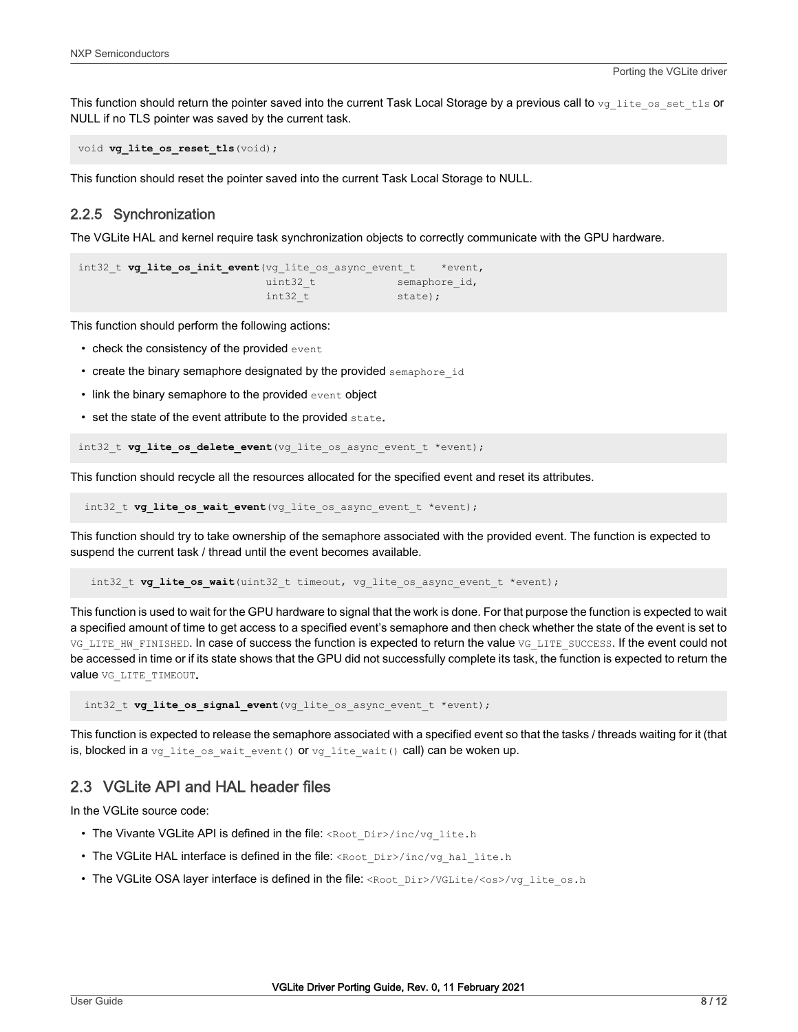This function should return the pointer saved into the current Task Local Storage by a previous call to `vg_lite_os_set_tls` or NULL if no TLS pointer was saved by the current task.

```
void vg_lite_os_reset_tls(void);
```

This function should reset the pointer saved into the current Task Local Storage to NULL.

### 2.2.5 Synchronization

The VGLite HAL and kernel require task synchronization objects to correctly communicate with the GPU hardware.

```
int32_t vg_lite_os_init_event(vg_lite_os_async_event_t    *event,
                              uint32_t             semaphore_id,
                              int32_t              state);
```

This function should perform the following actions:

- check the consistency of the provided `event`
- create the binary semaphore designated by the provided `semaphore_id`
- link the binary semaphore to the provided `event` object
- set the state of the event attribute to the provided `state`.

```
int32_t vg_lite_os_delete_event(vg_lite_os_async_event_t *event);
```

This function should recycle all the resources allocated for the specified event and reset its attributes.

```
int32_t vg_lite_os_wait_event(vg_lite_os_async_event_t *event);
```

This function should try to take ownership of the semaphore associated with the provided event. The function is expected to suspend the current task / thread until the event becomes available.

```
int32_t vg_lite_os_wait(uint32_t timeout, vg_lite_os_async_event_t *event);
```

This function is used to wait for the GPU hardware to signal that the work is done. For that purpose the function is expected to wait a specified amount of time to get access to a specified event's semaphore and then check whether the state of the event is set to `VG_LITE_HW_FINISHED`. In case of success the function is expected to return the value `VG_LITE_SUCCESS`. If the event could not be accessed in time or if its state shows that the GPU did not successfully complete its task, the function is expected to return the value `VG_LITE_TIMEOUT`.

```
int32_t vg_lite_os_signal_event(vg_lite_os_async_event_t *event);
```

This function is expected to release the semaphore associated with a specified event so that the tasks / threads waiting for it (that is, blocked in a `vg_lite_os_wait_event()` or `vg_lite_wait()` call) can be woken up.

## 2.3 VGLite API and HAL header files

In the VGLite source code:

- The Vivante VGLite API is defined in the file: `<Root_Dir>/inc/vg_lite.h`
- The VGLite HAL interface is defined in the file: `<Root_Dir>/inc/vg_hal_lite.h`
- The VGLite OSA layer interface is defined in the file: `<Root_Dir>/VGLite/<os>/vg_lite_os.h`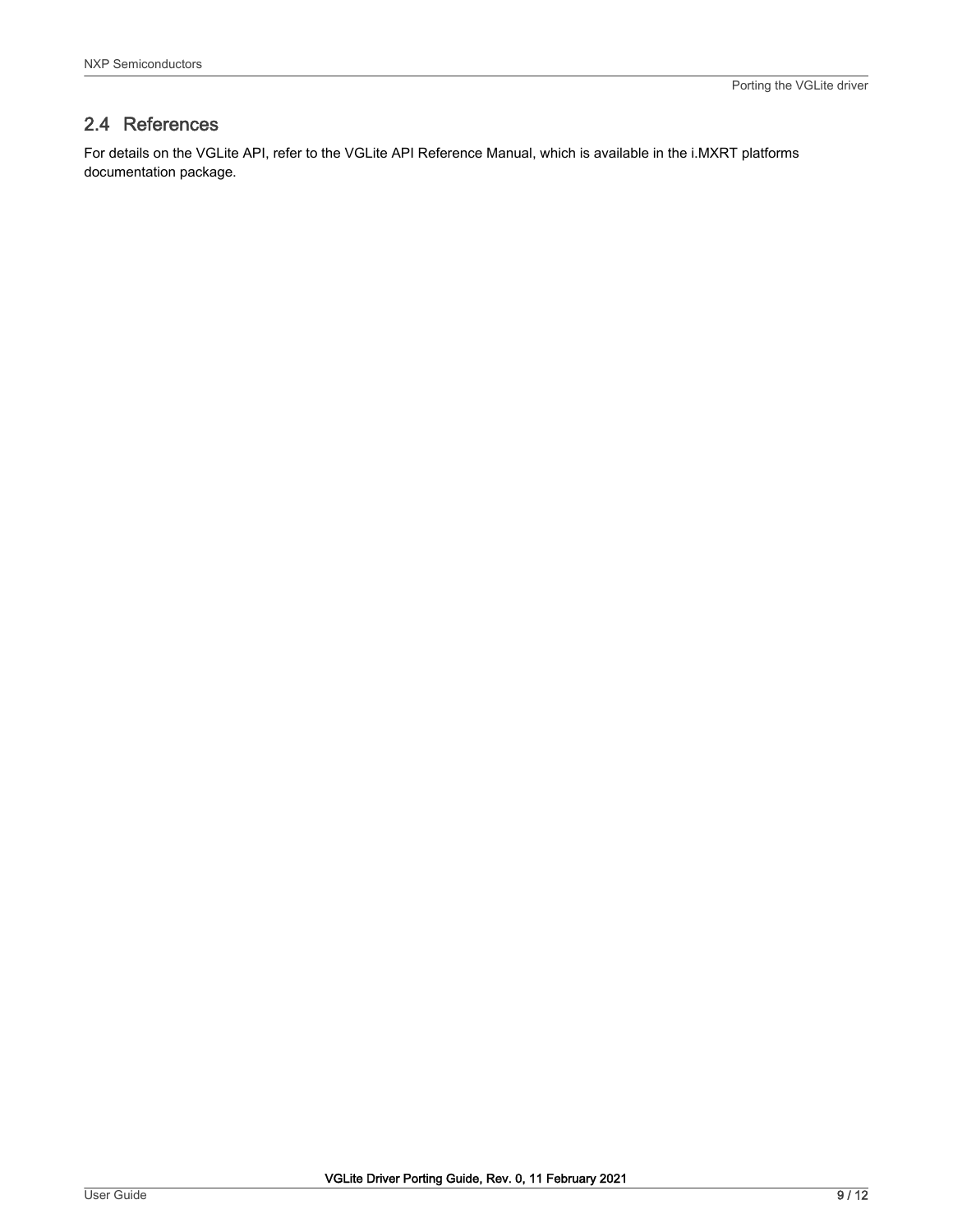## 2.4 References

For details on the VGLite API, refer to the VGLite API Reference Manual, which is available in the i.MXRT platforms documentation package.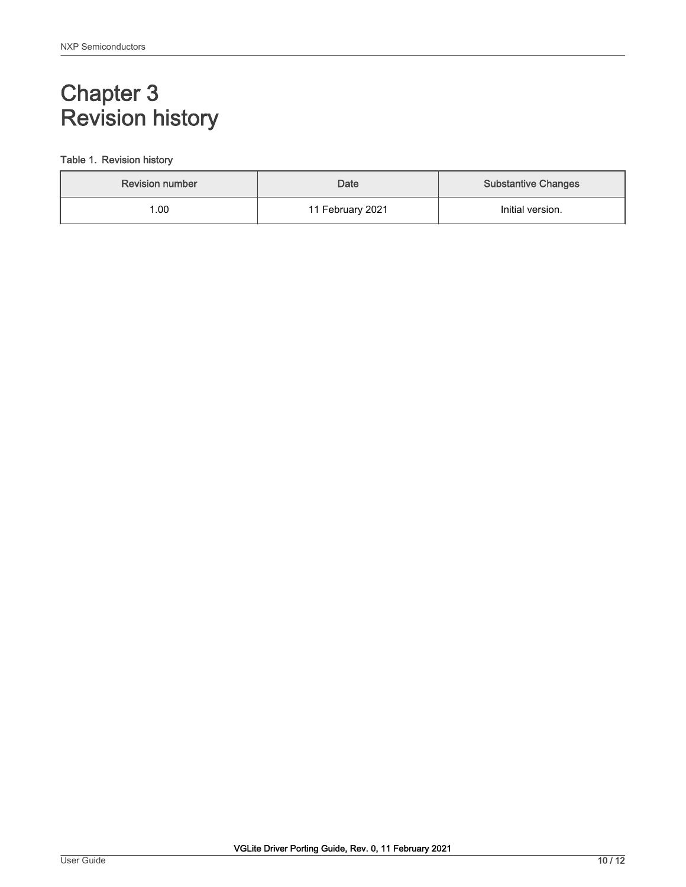# Chapter 3 Revision history

Table 1. Revision history

| Revision number | Date | Substantive Changes |
| --- | --- | --- |
| 1.00 | 11 February 2021 | Initial version. |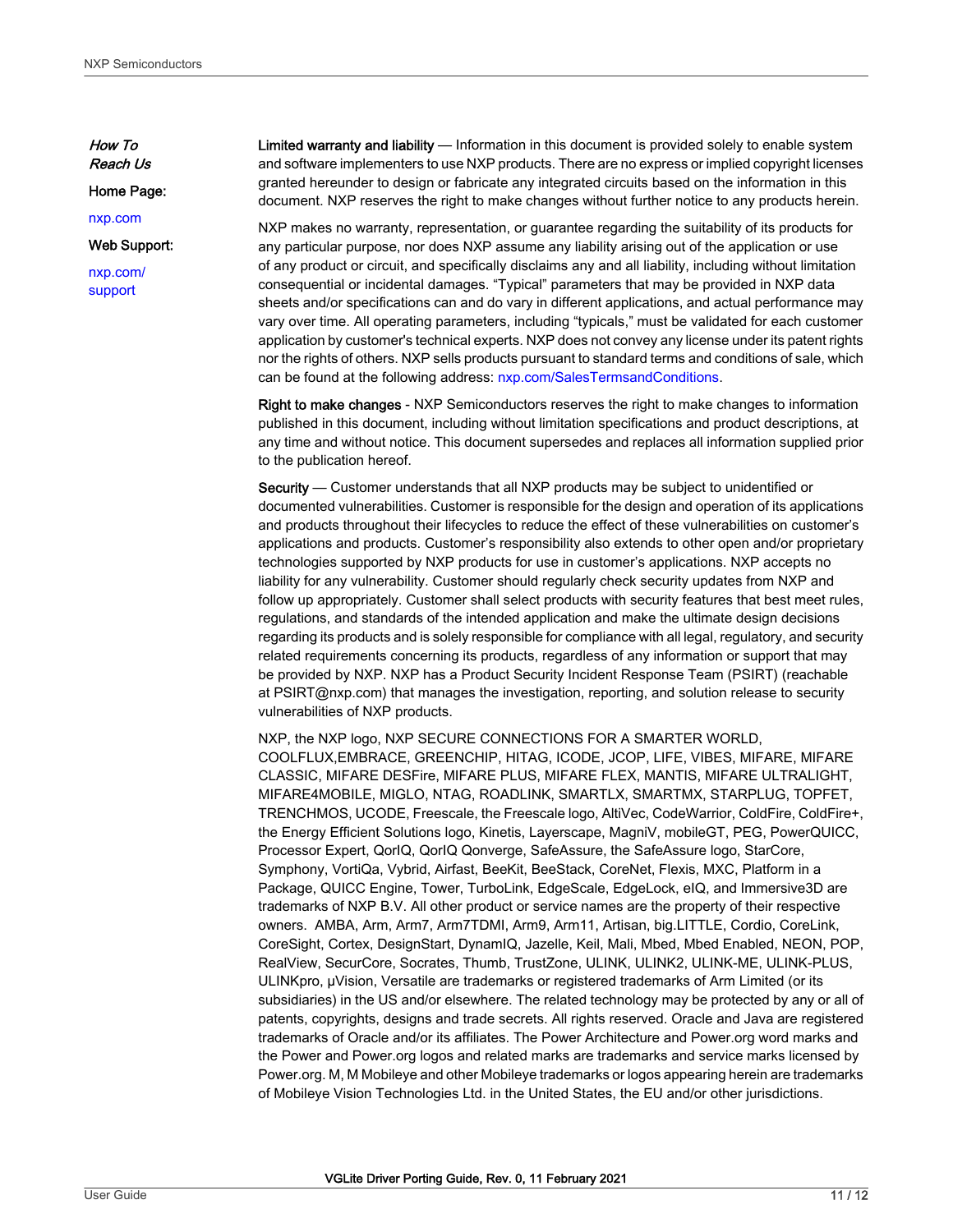*How To Reach Us*

**Home Page:**

nxp.com

**Web Support:**

nxp.com/support

**Limited warranty and liability** — Information in this document is provided solely to enable system and software implementers to use NXP products. There are no express or implied copyright licenses granted hereunder to design or fabricate any integrated circuits based on the information in this document. NXP reserves the right to make changes without further notice to any products herein.

NXP makes no warranty, representation, or guarantee regarding the suitability of its products for any particular purpose, nor does NXP assume any liability arising out of the application or use of any product or circuit, and specifically disclaims any and all liability, including without limitation consequential or incidental damages. “Typical” parameters that may be provided in NXP data sheets and/or specifications can and do vary in different applications, and actual performance may vary over time. All operating parameters, including “typicals,” must be validated for each customer application by customer's technical experts. NXP does not convey any license under its patent rights nor the rights of others. NXP sells products pursuant to standard terms and conditions of sale, which can be found at the following address: nxp.com/SalesTermsandConditions.

**Right to make changes** - NXP Semiconductors reserves the right to make changes to information published in this document, including without limitation specifications and product descriptions, at any time and without notice. This document supersedes and replaces all information supplied prior to the publication hereof.

**Security** — Customer understands that all NXP products may be subject to unidentified or documented vulnerabilities. Customer is responsible for the design and operation of its applications and products throughout their lifecycles to reduce the effect of these vulnerabilities on customer’s applications and products. Customer’s responsibility also extends to other open and/or proprietary technologies supported by NXP products for use in customer’s applications. NXP accepts no liability for any vulnerability. Customer should regularly check security updates from NXP and follow up appropriately. Customer shall select products with security features that best meet rules, regulations, and standards of the intended application and make the ultimate design decisions regarding its products and is solely responsible for compliance with all legal, regulatory, and security related requirements concerning its products, regardless of any information or support that may be provided by NXP. NXP has a Product Security Incident Response Team (PSIRT) (reachable at PSIRT@nxp.com) that manages the investigation, reporting, and solution release to security vulnerabilities of NXP products.

NXP, the NXP logo, NXP SECURE CONNECTIONS FOR A SMARTER WORLD, COOLFLUX,EMBRACE, GREENCHIP, HITAG, ICODE, JCOP, LIFE, VIBES, MIFARE, MIFARE CLASSIC, MIFARE DESFire, MIFARE PLUS, MIFARE FLEX, MANTIS, MIFARE ULTRALIGHT, MIFARE4MOBILE, MIGLO, NTAG, ROADLINK, SMARTLX, SMARTMX, STARPLUG, TOPFET, TRENCHMOS, UCODE, Freescale, the Freescale logo, AltiVec, CodeWarrior, ColdFire, ColdFire+, the Energy Efficient Solutions logo, Kinetis, Layerscape, MagniV, mobileGT, PEG, PowerQUICC, Processor Expert, QorIQ, QorIQ Qonverge, SafeAssure, the SafeAssure logo, StarCore, Symphony, VortiQa, Vybrid, Airfast, BeeKit, BeeStack, CoreNet, Flexis, MXC, Platform in a Package, QUICC Engine, Tower, TurboLink, EdgeScale, EdgeLock, eIQ, and Immersive3D are trademarks of NXP B.V. All other product or service names are the property of their respective owners. AMBA, Arm, Arm7, Arm7TDMI, Arm9, Arm11, Artisan, big.LITTLE, Cordio, CoreLink, CoreSight, Cortex, DesignStart, DynamIQ, Jazelle, Keil, Mali, Mbed, Mbed Enabled, NEON, POP, RealView, SecurCore, Socrates, Thumb, TrustZone, ULINK, ULINK2, ULINK-ME, ULINK-PLUS, ULINKpro, µVision, Versatile are trademarks or registered trademarks of Arm Limited (or its subsidiaries) in the US and/or elsewhere. The related technology may be protected by any or all of patents, copyrights, designs and trade secrets. All rights reserved. Oracle and Java are registered trademarks of Oracle and/or its affiliates. The Power Architecture and Power.org word marks and the Power and Power.org logos and related marks are trademarks and service marks licensed by Power.org. M, M Mobileye and other Mobileye trademarks or logos appearing herein are trademarks of Mobileye Vision Technologies Ltd. in the United States, the EU and/or other jurisdictions.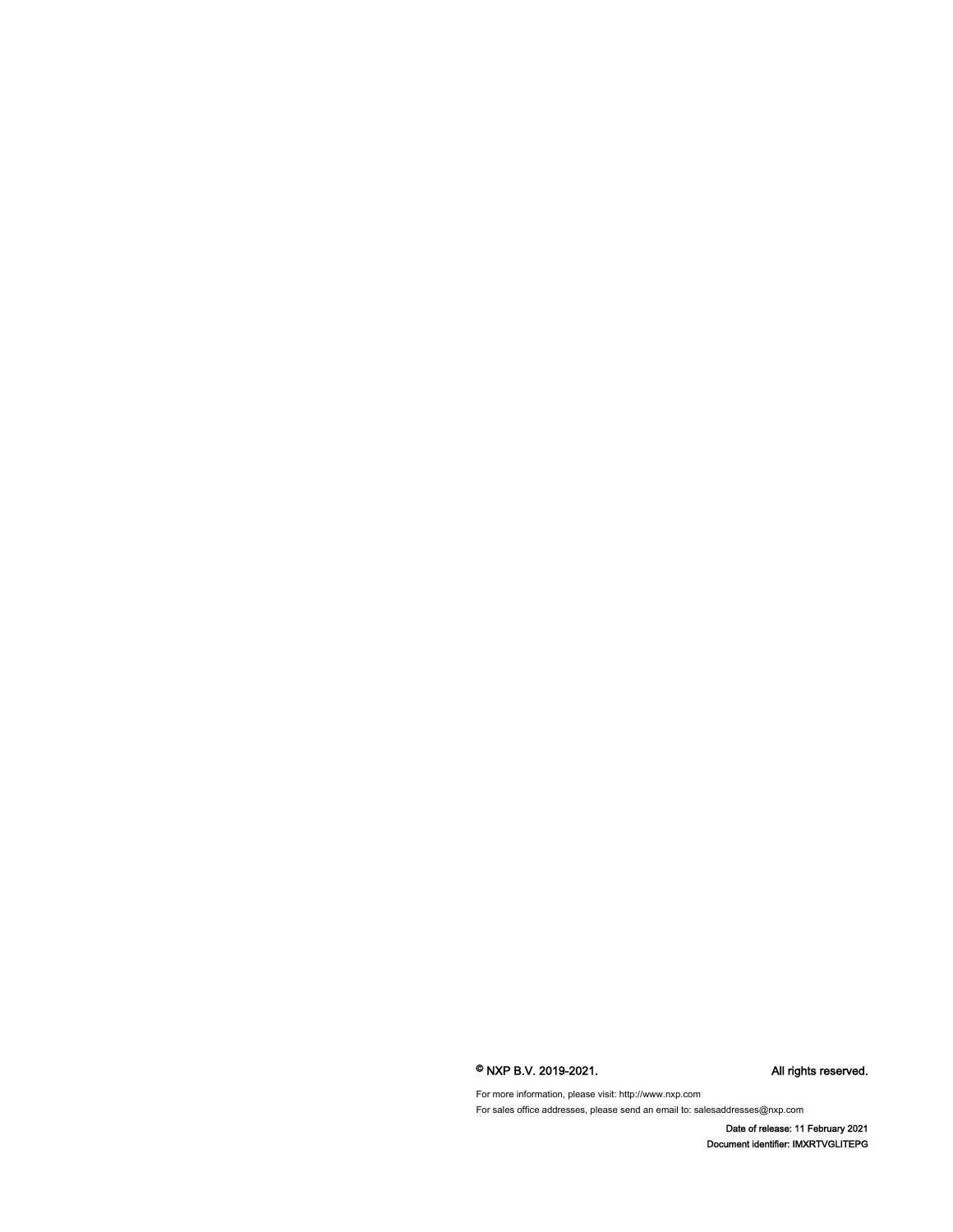© NXP B.V. 2019-2021. All rights reserved.

For more information, please visit: http://www.nxp.com

For sales office addresses, please send an email to: salesaddresses@nxp.com

Date of release: 11 February 2021

Document identifier: IMXRTVGLITEPG